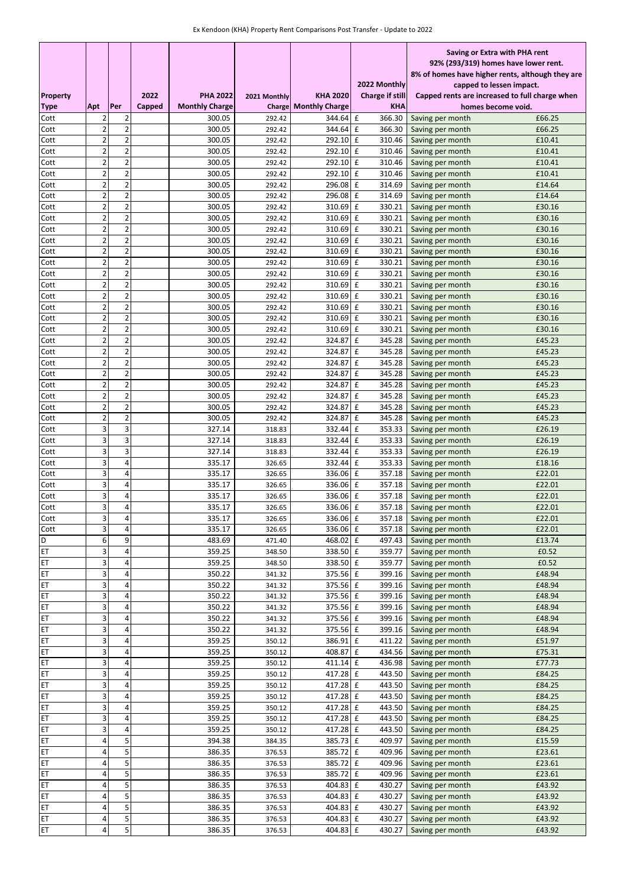Ex Kendoon (KHA) Property Rent Comparisons Post Transfer - Update to 2022

| Property Type | Apt | Per | 2022 Capped | PHA 2022 Monthly Charge | 2021 Monthly Charge | KHA 2020 Monthly Charge | 2022 Monthly Charge if still KHA | Saving or Extra with PHA rent 92% (293/319) homes have lower rent. 8% of homes have higher rents, although they are capped to lessen impact. Capped rents are increased to full charge when homes become void. | |
|---|---|---|---|---|---|---|---|---|---|
| Cott | 2 | 2 | | 300.05 | 292.42 | 344.64 | £ 366.30 | Saving per month | £66.25 |
| Cott | 2 | 2 | | 300.05 | 292.42 | 344.64 | £ 366.30 | Saving per month | £66.25 |
| Cott | 2 | 2 | | 300.05 | 292.42 | 292.10 | £ 310.46 | Saving per month | £10.41 |
| Cott | 2 | 2 | | 300.05 | 292.42 | 292.10 | £ 310.46 | Saving per month | £10.41 |
| Cott | 2 | 2 | | 300.05 | 292.42 | 292.10 | £ 310.46 | Saving per month | £10.41 |
| Cott | 2 | 2 | | 300.05 | 292.42 | 292.10 | £ 310.46 | Saving per month | £10.41 |
| Cott | 2 | 2 | | 300.05 | 292.42 | 296.08 | £ 314.69 | Saving per month | £14.64 |
| Cott | 2 | 2 | | 300.05 | 292.42 | 296.08 | £ 314.69 | Saving per month | £14.64 |
| Cott | 2 | 2 | | 300.05 | 292.42 | 310.69 | £ 330.21 | Saving per month | £30.16 |
| Cott | 2 | 2 | | 300.05 | 292.42 | 310.69 | £ 330.21 | Saving per month | £30.16 |
| Cott | 2 | 2 | | 300.05 | 292.42 | 310.69 | £ 330.21 | Saving per month | £30.16 |
| Cott | 2 | 2 | | 300.05 | 292.42 | 310.69 | £ 330.21 | Saving per month | £30.16 |
| Cott | 2 | 2 | | 300.05 | 292.42 | 310.69 | £ 330.21 | Saving per month | £30.16 |
| Cott | 2 | 2 | | 300.05 | 292.42 | 310.69 | £ 330.21 | Saving per month | £30.16 |
| Cott | 2 | 2 | | 300.05 | 292.42 | 310.69 | £ 330.21 | Saving per month | £30.16 |
| Cott | 2 | 2 | | 300.05 | 292.42 | 310.69 | £ 330.21 | Saving per month | £30.16 |
| Cott | 2 | 2 | | 300.05 | 292.42 | 310.69 | £ 330.21 | Saving per month | £30.16 |
| Cott | 2 | 2 | | 300.05 | 292.42 | 310.69 | £ 330.21 | Saving per month | £30.16 |
| Cott | 2 | 2 | | 300.05 | 292.42 | 310.69 | £ 330.21 | Saving per month | £30.16 |
| Cott | 2 | 2 | | 300.05 | 292.42 | 310.69 | £ 330.21 | Saving per month | £30.16 |
| Cott | 2 | 2 | | 300.05 | 292.42 | 324.87 | £ 345.28 | Saving per month | £45.23 |
| Cott | 2 | 2 | | 300.05 | 292.42 | 324.87 | £ 345.28 | Saving per month | £45.23 |
| Cott | 2 | 2 | | 300.05 | 292.42 | 324.87 | £ 345.28 | Saving per month | £45.23 |
| Cott | 2 | 2 | | 300.05 | 292.42 | 324.87 | £ 345.28 | Saving per month | £45.23 |
| Cott | 2 | 2 | | 300.05 | 292.42 | 324.87 | £ 345.28 | Saving per month | £45.23 |
| Cott | 2 | 2 | | 300.05 | 292.42 | 324.87 | £ 345.28 | Saving per month | £45.23 |
| Cott | 2 | 2 | | 300.05 | 292.42 | 324.87 | £ 345.28 | Saving per month | £45.23 |
| Cott | 2 | 2 | | 300.05 | 292.42 | 324.87 | £ 345.28 | Saving per month | £45.23 |
| Cott | 3 | 3 | | 327.14 | 318.83 | 332.44 | £ 353.33 | Saving per month | £26.19 |
| Cott | 3 | 3 | | 327.14 | 318.83 | 332.44 | £ 353.33 | Saving per month | £26.19 |
| Cott | 3 | 3 | | 327.14 | 318.83 | 332.44 | £ 353.33 | Saving per month | £26.19 |
| Cott | 3 | 4 | | 335.17 | 326.65 | 332.44 | £ 353.33 | Saving per month | £18.16 |
| Cott | 3 | 4 | | 335.17 | 326.65 | 336.06 | £ 357.18 | Saving per month | £22.01 |
| Cott | 3 | 4 | | 335.17 | 326.65 | 336.06 | £ 357.18 | Saving per month | £22.01 |
| Cott | 3 | 4 | | 335.17 | 326.65 | 336.06 | £ 357.18 | Saving per month | £22.01 |
| Cott | 3 | 4 | | 335.17 | 326.65 | 336.06 | £ 357.18 | Saving per month | £22.01 |
| Cott | 3 | 4 | | 335.17 | 326.65 | 336.06 | £ 357.18 | Saving per month | £22.01 |
| Cott | 3 | 4 | | 335.17 | 326.65 | 336.06 | £ 357.18 | Saving per month | £22.01 |
| D | 6 | 9 | | 483.69 | 471.40 | 468.02 | £ 497.43 | Saving per month | £13.74 |
| ET | 3 | 4 | | 359.25 | 348.50 | 338.50 | £ 359.77 | Saving per month | £0.52 |
| ET | 3 | 4 | | 359.25 | 348.50 | 338.50 | £ 359.77 | Saving per month | £0.52 |
| ET | 3 | 4 | | 350.22 | 341.32 | 375.56 | £ 399.16 | Saving per month | £48.94 |
| ET | 3 | 4 | | 350.22 | 341.32 | 375.56 | £ 399.16 | Saving per month | £48.94 |
| ET | 3 | 4 | | 350.22 | 341.32 | 375.56 | £ 399.16 | Saving per month | £48.94 |
| ET | 3 | 4 | | 350.22 | 341.32 | 375.56 | £ 399.16 | Saving per month | £48.94 |
| ET | 3 | 4 | | 350.22 | 341.32 | 375.56 | £ 399.16 | Saving per month | £48.94 |
| ET | 3 | 4 | | 350.22 | 341.32 | 375.56 | £ 399.16 | Saving per month | £48.94 |
| ET | 3 | 4 | | 359.25 | 350.12 | 386.91 | £ 411.22 | Saving per month | £51.97 |
| ET | 3 | 4 | | 359.25 | 350.12 | 408.87 | £ 434.56 | Saving per month | £75.31 |
| ET | 3 | 4 | | 359.25 | 350.12 | 411.14 | £ 436.98 | Saving per month | £77.73 |
| ET | 3 | 4 | | 359.25 | 350.12 | 417.28 | £ 443.50 | Saving per month | £84.25 |
| ET | 3 | 4 | | 359.25 | 350.12 | 417.28 | £ 443.50 | Saving per month | £84.25 |
| ET | 3 | 4 | | 359.25 | 350.12 | 417.28 | £ 443.50 | Saving per month | £84.25 |
| ET | 3 | 4 | | 359.25 | 350.12 | 417.28 | £ 443.50 | Saving per month | £84.25 |
| ET | 3 | 4 | | 359.25 | 350.12 | 417.28 | £ 443.50 | Saving per month | £84.25 |
| ET | 3 | 4 | | 359.25 | 350.12 | 417.28 | £ 443.50 | Saving per month | £84.25 |
| ET | 4 | 5 | | 394.38 | 384.35 | 385.73 | £ 409.97 | Saving per month | £15.59 |
| ET | 4 | 5 | | 386.35 | 376.53 | 385.72 | £ 409.96 | Saving per month | £23.61 |
| ET | 4 | 5 | | 386.35 | 376.53 | 385.72 | £ 409.96 | Saving per month | £23.61 |
| ET | 4 | 5 | | 386.35 | 376.53 | 385.72 | £ 409.96 | Saving per month | £23.61 |
| ET | 4 | 5 | | 386.35 | 376.53 | 404.83 | £ 430.27 | Saving per month | £43.92 |
| ET | 4 | 5 | | 386.35 | 376.53 | 404.83 | £ 430.27 | Saving per month | £43.92 |
| ET | 4 | 5 | | 386.35 | 376.53 | 404.83 | £ 430.27 | Saving per month | £43.92 |
| ET | 4 | 5 | | 386.35 | 376.53 | 404.83 | £ 430.27 | Saving per month | £43.92 |
| ET | 4 | 5 | | 386.35 | 376.53 | 404.83 | £ 430.27 | Saving per month | £43.92 |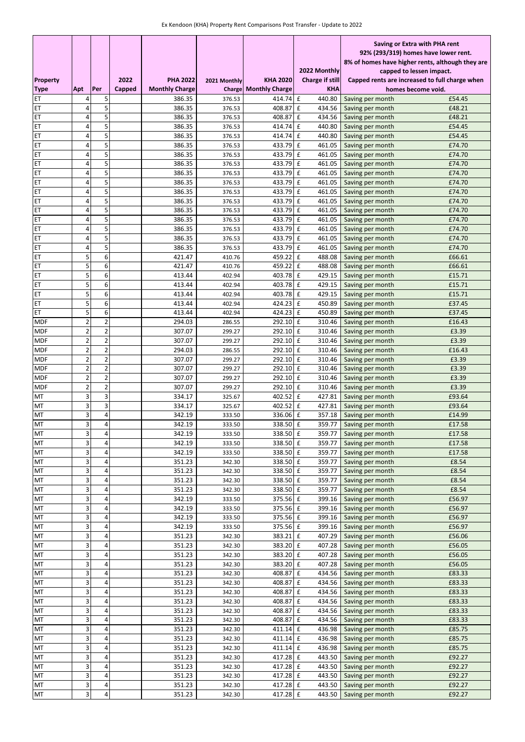Ex Kendoon (KHA) Property Rent Comparisons Post Transfer - Update to 2022

| Property Type | Apt | Per | 2022 Capped | PHA 2022 Monthly Charge | 2021 Monthly Charge | KHA 2020 Monthly Charge | 2022 Monthly Charge if still KHA | Saving or Extra with PHA rent 92% (293/319) homes have lower rent. 8% of homes have higher rents, although they are capped to lessen impact. Capped rents are increased to full charge when homes become void. | |
|---|---|---|---|---|---|---|---|---|---|
| ET | 4 | 5 | | 386.35 | 376.53 | 414.74 | £ 440.80 | Saving per month | £54.45 |
| ET | 4 | 5 | | 386.35 | 376.53 | 408.87 | £ 434.56 | Saving per month | £48.21 |
| ET | 4 | 5 | | 386.35 | 376.53 | 408.87 | £ 434.56 | Saving per month | £48.21 |
| ET | 4 | 5 | | 386.35 | 376.53 | 414.74 | £ 440.80 | Saving per month | £54.45 |
| ET | 4 | 5 | | 386.35 | 376.53 | 414.74 | £ 440.80 | Saving per month | £54.45 |
| ET | 4 | 5 | | 386.35 | 376.53 | 433.79 | £ 461.05 | Saving per month | £74.70 |
| ET | 4 | 5 | | 386.35 | 376.53 | 433.79 | £ 461.05 | Saving per month | £74.70 |
| ET | 4 | 5 | | 386.35 | 376.53 | 433.79 | £ 461.05 | Saving per month | £74.70 |
| ET | 4 | 5 | | 386.35 | 376.53 | 433.79 | £ 461.05 | Saving per month | £74.70 |
| ET | 4 | 5 | | 386.35 | 376.53 | 433.79 | £ 461.05 | Saving per month | £74.70 |
| ET | 4 | 5 | | 386.35 | 376.53 | 433.79 | £ 461.05 | Saving per month | £74.70 |
| ET | 4 | 5 | | 386.35 | 376.53 | 433.79 | £ 461.05 | Saving per month | £74.70 |
| ET | 4 | 5 | | 386.35 | 376.53 | 433.79 | £ 461.05 | Saving per month | £74.70 |
| ET | 4 | 5 | | 386.35 | 376.53 | 433.79 | £ 461.05 | Saving per month | £74.70 |
| ET | 4 | 5 | | 386.35 | 376.53 | 433.79 | £ 461.05 | Saving per month | £74.70 |
| ET | 4 | 5 | | 386.35 | 376.53 | 433.79 | £ 461.05 | Saving per month | £74.70 |
| ET | 4 | 5 | | 386.35 | 376.53 | 433.79 | £ 461.05 | Saving per month | £74.70 |
| ET | 5 | 6 | | 421.47 | 410.76 | 459.22 | £ 488.08 | Saving per month | £66.61 |
| ET | 5 | 6 | | 421.47 | 410.76 | 459.22 | £ 488.08 | Saving per month | £66.61 |
| ET | 5 | 6 | | 413.44 | 402.94 | 403.78 | £ 429.15 | Saving per month | £15.71 |
| ET | 5 | 6 | | 413.44 | 402.94 | 403.78 | £ 429.15 | Saving per month | £15.71 |
| ET | 5 | 6 | | 413.44 | 402.94 | 403.78 | £ 429.15 | Saving per month | £15.71 |
| ET | 5 | 6 | | 413.44 | 402.94 | 424.23 | £ 450.89 | Saving per month | £37.45 |
| ET | 5 | 6 | | 413.44 | 402.94 | 424.23 | £ 450.89 | Saving per month | £37.45 |
| MDF | 2 | 2 | | 294.03 | 286.55 | 292.10 | £ 310.46 | Saving per month | £16.43 |
| MDF | 2 | 2 | | 307.07 | 299.27 | 292.10 | £ 310.46 | Saving per month | £3.39 |
| MDF | 2 | 2 | | 307.07 | 299.27 | 292.10 | £ 310.46 | Saving per month | £3.39 |
| MDF | 2 | 2 | | 294.03 | 286.55 | 292.10 | £ 310.46 | Saving per month | £16.43 |
| MDF | 2 | 2 | | 307.07 | 299.27 | 292.10 | £ 310.46 | Saving per month | £3.39 |
| MDF | 2 | 2 | | 307.07 | 299.27 | 292.10 | £ 310.46 | Saving per month | £3.39 |
| MDF | 2 | 2 | | 307.07 | 299.27 | 292.10 | £ 310.46 | Saving per month | £3.39 |
| MDF | 2 | 2 | | 307.07 | 299.27 | 292.10 | £ 310.46 | Saving per month | £3.39 |
| MT | 3 | 3 | | 334.17 | 325.67 | 402.52 | £ 427.81 | Saving per month | £93.64 |
| MT | 3 | 3 | | 334.17 | 325.67 | 402.52 | £ 427.81 | Saving per month | £93.64 |
| MT | 3 | 4 | | 342.19 | 333.50 | 336.06 | £ 357.18 | Saving per month | £14.99 |
| MT | 3 | 4 | | 342.19 | 333.50 | 338.50 | £ 359.77 | Saving per month | £17.58 |
| MT | 3 | 4 | | 342.19 | 333.50 | 338.50 | £ 359.77 | Saving per month | £17.58 |
| MT | 3 | 4 | | 342.19 | 333.50 | 338.50 | £ 359.77 | Saving per month | £17.58 |
| MT | 3 | 4 | | 342.19 | 333.50 | 338.50 | £ 359.77 | Saving per month | £17.58 |
| MT | 3 | 4 | | 351.23 | 342.30 | 338.50 | £ 359.77 | Saving per month | £8.54 |
| MT | 3 | 4 | | 351.23 | 342.30 | 338.50 | £ 359.77 | Saving per month | £8.54 |
| MT | 3 | 4 | | 351.23 | 342.30 | 338.50 | £ 359.77 | Saving per month | £8.54 |
| MT | 3 | 4 | | 351.23 | 342.30 | 338.50 | £ 359.77 | Saving per month | £8.54 |
| MT | 3 | 4 | | 342.19 | 333.50 | 375.56 | £ 399.16 | Saving per month | £56.97 |
| MT | 3 | 4 | | 342.19 | 333.50 | 375.56 | £ 399.16 | Saving per month | £56.97 |
| MT | 3 | 4 | | 342.19 | 333.50 | 375.56 | £ 399.16 | Saving per month | £56.97 |
| MT | 3 | 4 | | 342.19 | 333.50 | 375.56 | £ 399.16 | Saving per month | £56.97 |
| MT | 3 | 4 | | 351.23 | 342.30 | 383.21 | £ 407.29 | Saving per month | £56.06 |
| MT | 3 | 4 | | 351.23 | 342.30 | 383.20 | £ 407.28 | Saving per month | £56.05 |
| MT | 3 | 4 | | 351.23 | 342.30 | 383.20 | £ 407.28 | Saving per month | £56.05 |
| MT | 3 | 4 | | 351.23 | 342.30 | 383.20 | £ 407.28 | Saving per month | £56.05 |
| MT | 3 | 4 | | 351.23 | 342.30 | 408.87 | £ 434.56 | Saving per month | £83.33 |
| MT | 3 | 4 | | 351.23 | 342.30 | 408.87 | £ 434.56 | Saving per month | £83.33 |
| MT | 3 | 4 | | 351.23 | 342.30 | 408.87 | £ 434.56 | Saving per month | £83.33 |
| MT | 3 | 4 | | 351.23 | 342.30 | 408.87 | £ 434.56 | Saving per month | £83.33 |
| MT | 3 | 4 | | 351.23 | 342.30 | 408.87 | £ 434.56 | Saving per month | £83.33 |
| MT | 3 | 4 | | 351.23 | 342.30 | 408.87 | £ 434.56 | Saving per month | £83.33 |
| MT | 3 | 4 | | 351.23 | 342.30 | 411.14 | £ 436.98 | Saving per month | £85.75 |
| MT | 3 | 4 | | 351.23 | 342.30 | 411.14 | £ 436.98 | Saving per month | £85.75 |
| MT | 3 | 4 | | 351.23 | 342.30 | 411.14 | £ 436.98 | Saving per month | £85.75 |
| MT | 3 | 4 | | 351.23 | 342.30 | 417.28 | £ 443.50 | Saving per month | £92.27 |
| MT | 3 | 4 | | 351.23 | 342.30 | 417.28 | £ 443.50 | Saving per month | £92.27 |
| MT | 3 | 4 | | 351.23 | 342.30 | 417.28 | £ 443.50 | Saving per month | £92.27 |
| MT | 3 | 4 | | 351.23 | 342.30 | 417.28 | £ 443.50 | Saving per month | £92.27 |
| MT | 3 | 4 | | 351.23 | 342.30 | 417.28 | £ 443.50 | Saving per month | £92.27 |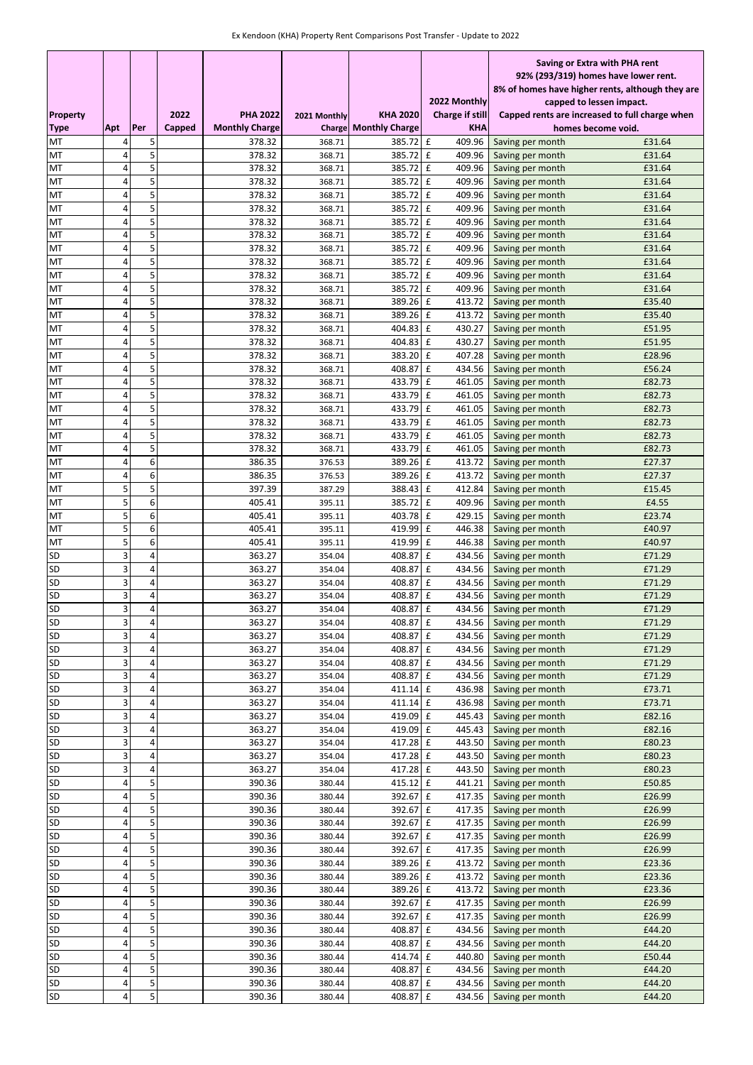| Property Type | Apt | Per | 2022 Capped | PHA 2022 Monthly Charge | 2021 Monthly Charge | KHA 2020 Monthly Charge | 2022 Monthly Charge if still KHA | Saving or Extra with PHA rent 92% (293/319) homes have lower rent. 8% of homes have higher rents, although they are capped to lessen impact. Capped rents are increased to full charge when homes become void. | |
|---|---|---|---|---|---|---|---|---|---|
| MT | 4 | 5 | | 378.32 | 368.71 | 385.72 | £ 409.96 | Saving per month | £31.64 |
| MT | 4 | 5 | | 378.32 | 368.71 | 385.72 | £ 409.96 | Saving per month | £31.64 |
| MT | 4 | 5 | | 378.32 | 368.71 | 385.72 | £ 409.96 | Saving per month | £31.64 |
| MT | 4 | 5 | | 378.32 | 368.71 | 385.72 | £ 409.96 | Saving per month | £31.64 |
| MT | 4 | 5 | | 378.32 | 368.71 | 385.72 | £ 409.96 | Saving per month | £31.64 |
| MT | 4 | 5 | | 378.32 | 368.71 | 385.72 | £ 409.96 | Saving per month | £31.64 |
| MT | 4 | 5 | | 378.32 | 368.71 | 385.72 | £ 409.96 | Saving per month | £31.64 |
| MT | 4 | 5 | | 378.32 | 368.71 | 385.72 | £ 409.96 | Saving per month | £31.64 |
| MT | 4 | 5 | | 378.32 | 368.71 | 385.72 | £ 409.96 | Saving per month | £31.64 |
| MT | 4 | 5 | | 378.32 | 368.71 | 385.72 | £ 409.96 | Saving per month | £31.64 |
| MT | 4 | 5 | | 378.32 | 368.71 | 385.72 | £ 409.96 | Saving per month | £31.64 |
| MT | 4 | 5 | | 378.32 | 368.71 | 385.72 | £ 409.96 | Saving per month | £31.64 |
| MT | 4 | 5 | | 378.32 | 368.71 | 389.26 | £ 413.72 | Saving per month | £35.40 |
| MT | 4 | 5 | | 378.32 | 368.71 | 389.26 | £ 413.72 | Saving per month | £35.40 |
| MT | 4 | 5 | | 378.32 | 368.71 | 404.83 | £ 430.27 | Saving per month | £51.95 |
| MT | 4 | 5 | | 378.32 | 368.71 | 404.83 | £ 430.27 | Saving per month | £51.95 |
| MT | 4 | 5 | | 378.32 | 368.71 | 383.20 | £ 407.28 | Saving per month | £28.96 |
| MT | 4 | 5 | | 378.32 | 368.71 | 408.87 | £ 434.56 | Saving per month | £56.24 |
| MT | 4 | 5 | | 378.32 | 368.71 | 433.79 | £ 461.05 | Saving per month | £82.73 |
| MT | 4 | 5 | | 378.32 | 368.71 | 433.79 | £ 461.05 | Saving per month | £82.73 |
| MT | 4 | 5 | | 378.32 | 368.71 | 433.79 | £ 461.05 | Saving per month | £82.73 |
| MT | 4 | 5 | | 378.32 | 368.71 | 433.79 | £ 461.05 | Saving per month | £82.73 |
| MT | 4 | 5 | | 378.32 | 368.71 | 433.79 | £ 461.05 | Saving per month | £82.73 |
| MT | 4 | 5 | | 378.32 | 368.71 | 433.79 | £ 461.05 | Saving per month | £82.73 |
| MT | 4 | 6 | | 386.35 | 376.53 | 389.26 | £ 413.72 | Saving per month | £27.37 |
| MT | 4 | 6 | | 386.35 | 376.53 | 389.26 | £ 413.72 | Saving per month | £27.37 |
| MT | 5 | 5 | | 397.39 | 387.29 | 388.43 | £ 412.84 | Saving per month | £15.45 |
| MT | 5 | 6 | | 405.41 | 395.11 | 385.72 | £ 409.96 | Saving per month | £4.55 |
| MT | 5 | 6 | | 405.41 | 395.11 | 403.78 | £ 429.15 | Saving per month | £23.74 |
| MT | 5 | 6 | | 405.41 | 395.11 | 419.99 | £ 446.38 | Saving per month | £40.97 |
| MT | 5 | 6 | | 405.41 | 395.11 | 419.99 | £ 446.38 | Saving per month | £40.97 |
| SD | 3 | 4 | | 363.27 | 354.04 | 408.87 | £ 434.56 | Saving per month | £71.29 |
| SD | 3 | 4 | | 363.27 | 354.04 | 408.87 | £ 434.56 | Saving per month | £71.29 |
| SD | 3 | 4 | | 363.27 | 354.04 | 408.87 | £ 434.56 | Saving per month | £71.29 |
| SD | 3 | 4 | | 363.27 | 354.04 | 408.87 | £ 434.56 | Saving per month | £71.29 |
| SD | 3 | 4 | | 363.27 | 354.04 | 408.87 | £ 434.56 | Saving per month | £71.29 |
| SD | 3 | 4 | | 363.27 | 354.04 | 408.87 | £ 434.56 | Saving per month | £71.29 |
| SD | 3 | 4 | | 363.27 | 354.04 | 408.87 | £ 434.56 | Saving per month | £71.29 |
| SD | 3 | 4 | | 363.27 | 354.04 | 408.87 | £ 434.56 | Saving per month | £71.29 |
| SD | 3 | 4 | | 363.27 | 354.04 | 408.87 | £ 434.56 | Saving per month | £71.29 |
| SD | 3 | 4 | | 363.27 | 354.04 | 408.87 | £ 434.56 | Saving per month | £71.29 |
| SD | 3 | 4 | | 363.27 | 354.04 | 411.14 | £ 436.98 | Saving per month | £73.71 |
| SD | 3 | 4 | | 363.27 | 354.04 | 411.14 | £ 436.98 | Saving per month | £73.71 |
| SD | 3 | 4 | | 363.27 | 354.04 | 419.09 | £ 445.43 | Saving per month | £82.16 |
| SD | 3 | 4 | | 363.27 | 354.04 | 419.09 | £ 445.43 | Saving per month | £82.16 |
| SD | 3 | 4 | | 363.27 | 354.04 | 417.28 | £ 443.50 | Saving per month | £80.23 |
| SD | 3 | 4 | | 363.27 | 354.04 | 417.28 | £ 443.50 | Saving per month | £80.23 |
| SD | 3 | 4 | | 363.27 | 354.04 | 417.28 | £ 443.50 | Saving per month | £80.23 |
| SD | 4 | 5 | | 390.36 | 380.44 | 415.12 | £ 441.21 | Saving per month | £50.85 |
| SD | 4 | 5 | | 390.36 | 380.44 | 392.67 | £ 417.35 | Saving per month | £26.99 |
| SD | 4 | 5 | | 390.36 | 380.44 | 392.67 | £ 417.35 | Saving per month | £26.99 |
| SD | 4 | 5 | | 390.36 | 380.44 | 392.67 | £ 417.35 | Saving per month | £26.99 |
| SD | 4 | 5 | | 390.36 | 380.44 | 392.67 | £ 417.35 | Saving per month | £26.99 |
| SD | 4 | 5 | | 390.36 | 380.44 | 392.67 | £ 417.35 | Saving per month | £26.99 |
| SD | 4 | 5 | | 390.36 | 380.44 | 389.26 | £ 413.72 | Saving per month | £23.36 |
| SD | 4 | 5 | | 390.36 | 380.44 | 389.26 | £ 413.72 | Saving per month | £23.36 |
| SD | 4 | 5 | | 390.36 | 380.44 | 389.26 | £ 413.72 | Saving per month | £23.36 |
| SD | 4 | 5 | | 390.36 | 380.44 | 392.67 | £ 417.35 | Saving per month | £26.99 |
| SD | 4 | 5 | | 390.36 | 380.44 | 392.67 | £ 417.35 | Saving per month | £26.99 |
| SD | 4 | 5 | | 390.36 | 380.44 | 408.87 | £ 434.56 | Saving per month | £44.20 |
| SD | 4 | 5 | | 390.36 | 380.44 | 408.87 | £ 434.56 | Saving per month | £44.20 |
| SD | 4 | 5 | | 390.36 | 380.44 | 414.74 | £ 440.80 | Saving per month | £50.44 |
| SD | 4 | 5 | | 390.36 | 380.44 | 408.87 | £ 434.56 | Saving per month | £44.20 |
| SD | 4 | 5 | | 390.36 | 380.44 | 408.87 | £ 434.56 | Saving per month | £44.20 |
| SD | 4 | 5 | | 390.36 | 380.44 | 408.87 | £ 434.56 | Saving per month | £44.20 |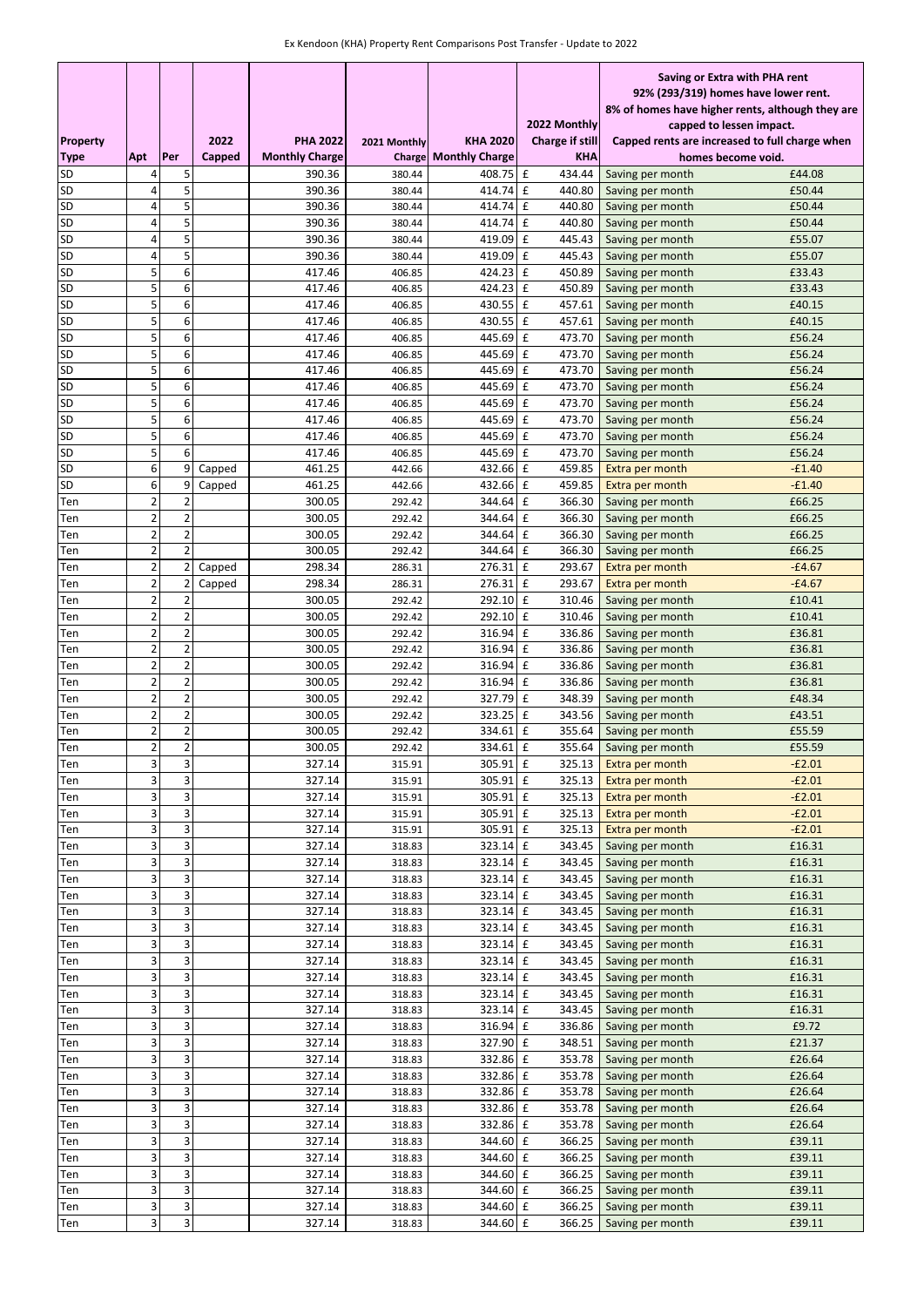Ex Kendoon (KHA) Property Rent Comparisons Post Transfer - Update to 2022

| Property Type | Apt | Per | 2022 Capped | PHA 2022 Monthly Charge | 2021 Monthly Charge | KHA 2020 Monthly Charge | 2022 Monthly Charge if still KHA | Saving or Extra with PHA rent 92% (293/319) homes have lower rent. 8% of homes have higher rents, although they are capped to lessen impact. Capped rents are increased to full charge when homes become void. | |
|---|---|---|---|---|---|---|---|---|---|
| SD | 4 | 5 | | 390.36 | 380.44 | 408.75 | £ 434.44 | Saving per month | £44.08 |
| SD | 4 | 5 | | 390.36 | 380.44 | 414.74 | £ 440.80 | Saving per month | £50.44 |
| SD | 4 | 5 | | 390.36 | 380.44 | 414.74 | £ 440.80 | Saving per month | £50.44 |
| SD | 4 | 5 | | 390.36 | 380.44 | 414.74 | £ 440.80 | Saving per month | £50.44 |
| SD | 4 | 5 | | 390.36 | 380.44 | 419.09 | £ 445.43 | Saving per month | £55.07 |
| SD | 4 | 5 | | 390.36 | 380.44 | 419.09 | £ 445.43 | Saving per month | £55.07 |
| SD | 5 | 6 | | 417.46 | 406.85 | 424.23 | £ 450.89 | Saving per month | £33.43 |
| SD | 5 | 6 | | 417.46 | 406.85 | 424.23 | £ 450.89 | Saving per month | £33.43 |
| SD | 5 | 6 | | 417.46 | 406.85 | 430.55 | £ 457.61 | Saving per month | £40.15 |
| SD | 5 | 6 | | 417.46 | 406.85 | 430.55 | £ 457.61 | Saving per month | £40.15 |
| SD | 5 | 6 | | 417.46 | 406.85 | 445.69 | £ 473.70 | Saving per month | £56.24 |
| SD | 5 | 6 | | 417.46 | 406.85 | 445.69 | £ 473.70 | Saving per month | £56.24 |
| SD | 5 | 6 | | 417.46 | 406.85 | 445.69 | £ 473.70 | Saving per month | £56.24 |
| SD | 5 | 6 | | 417.46 | 406.85 | 445.69 | £ 473.70 | Saving per month | £56.24 |
| SD | 5 | 6 | | 417.46 | 406.85 | 445.69 | £ 473.70 | Saving per month | £56.24 |
| SD | 5 | 6 | | 417.46 | 406.85 | 445.69 | £ 473.70 | Saving per month | £56.24 |
| SD | 5 | 6 | | 417.46 | 406.85 | 445.69 | £ 473.70 | Saving per month | £56.24 |
| SD | 5 | 6 | | 417.46 | 406.85 | 445.69 | £ 473.70 | Saving per month | £56.24 |
| SD | 6 | 9 | Capped | 461.25 | 442.66 | 432.66 | £ 459.85 | Extra per month | -£1.40 |
| SD | 6 | 9 | Capped | 461.25 | 442.66 | 432.66 | £ 459.85 | Extra per month | -£1.40 |
| Ten | 2 | 2 | | 300.05 | 292.42 | 344.64 | £ 366.30 | Saving per month | £66.25 |
| Ten | 2 | 2 | | 300.05 | 292.42 | 344.64 | £ 366.30 | Saving per month | £66.25 |
| Ten | 2 | 2 | | 300.05 | 292.42 | 344.64 | £ 366.30 | Saving per month | £66.25 |
| Ten | 2 | 2 | | 300.05 | 292.42 | 344.64 | £ 366.30 | Saving per month | £66.25 |
| Ten | 2 | 2 | Capped | 298.34 | 286.31 | 276.31 | £ 293.67 | Extra per month | -£4.67 |
| Ten | 2 | 2 | Capped | 298.34 | 286.31 | 276.31 | £ 293.67 | Extra per month | -£4.67 |
| Ten | 2 | 2 | | 300.05 | 292.42 | 292.10 | £ 310.46 | Saving per month | £10.41 |
| Ten | 2 | 2 | | 300.05 | 292.42 | 292.10 | £ 310.46 | Saving per month | £10.41 |
| Ten | 2 | 2 | | 300.05 | 292.42 | 316.94 | £ 336.86 | Saving per month | £36.81 |
| Ten | 2 | 2 | | 300.05 | 292.42 | 316.94 | £ 336.86 | Saving per month | £36.81 |
| Ten | 2 | 2 | | 300.05 | 292.42 | 316.94 | £ 336.86 | Saving per month | £36.81 |
| Ten | 2 | 2 | | 300.05 | 292.42 | 316.94 | £ 336.86 | Saving per month | £36.81 |
| Ten | 2 | 2 | | 300.05 | 292.42 | 327.79 | £ 348.39 | Saving per month | £48.34 |
| Ten | 2 | 2 | | 300.05 | 292.42 | 323.25 | £ 343.56 | Saving per month | £43.51 |
| Ten | 2 | 2 | | 300.05 | 292.42 | 334.61 | £ 355.64 | Saving per month | £55.59 |
| Ten | 2 | 2 | | 300.05 | 292.42 | 334.61 | £ 355.64 | Saving per month | £55.59 |
| Ten | 3 | 3 | | 327.14 | 315.91 | 305.91 | £ 325.13 | Extra per month | -£2.01 |
| Ten | 3 | 3 | | 327.14 | 315.91 | 305.91 | £ 325.13 | Extra per month | -£2.01 |
| Ten | 3 | 3 | | 327.14 | 315.91 | 305.91 | £ 325.13 | Extra per month | -£2.01 |
| Ten | 3 | 3 | | 327.14 | 315.91 | 305.91 | £ 325.13 | Extra per month | -£2.01 |
| Ten | 3 | 3 | | 327.14 | 315.91 | 305.91 | £ 325.13 | Extra per month | -£2.01 |
| Ten | 3 | 3 | | 327.14 | 318.83 | 323.14 | £ 343.45 | Saving per month | £16.31 |
| Ten | 3 | 3 | | 327.14 | 318.83 | 323.14 | £ 343.45 | Saving per month | £16.31 |
| Ten | 3 | 3 | | 327.14 | 318.83 | 323.14 | £ 343.45 | Saving per month | £16.31 |
| Ten | 3 | 3 | | 327.14 | 318.83 | 323.14 | £ 343.45 | Saving per month | £16.31 |
| Ten | 3 | 3 | | 327.14 | 318.83 | 323.14 | £ 343.45 | Saving per month | £16.31 |
| Ten | 3 | 3 | | 327.14 | 318.83 | 323.14 | £ 343.45 | Saving per month | £16.31 |
| Ten | 3 | 3 | | 327.14 | 318.83 | 323.14 | £ 343.45 | Saving per month | £16.31 |
| Ten | 3 | 3 | | 327.14 | 318.83 | 323.14 | £ 343.45 | Saving per month | £16.31 |
| Ten | 3 | 3 | | 327.14 | 318.83 | 323.14 | £ 343.45 | Saving per month | £16.31 |
| Ten | 3 | 3 | | 327.14 | 318.83 | 323.14 | £ 343.45 | Saving per month | £16.31 |
| Ten | 3 | 3 | | 327.14 | 318.83 | 323.14 | £ 343.45 | Saving per month | £16.31 |
| Ten | 3 | 3 | | 327.14 | 318.83 | 316.94 | £ 336.86 | Saving per month | £9.72 |
| Ten | 3 | 3 | | 327.14 | 318.83 | 327.90 | £ 348.51 | Saving per month | £21.37 |
| Ten | 3 | 3 | | 327.14 | 318.83 | 332.86 | £ 353.78 | Saving per month | £26.64 |
| Ten | 3 | 3 | | 327.14 | 318.83 | 332.86 | £ 353.78 | Saving per month | £26.64 |
| Ten | 3 | 3 | | 327.14 | 318.83 | 332.86 | £ 353.78 | Saving per month | £26.64 |
| Ten | 3 | 3 | | 327.14 | 318.83 | 332.86 | £ 353.78 | Saving per month | £26.64 |
| Ten | 3 | 3 | | 327.14 | 318.83 | 332.86 | £ 353.78 | Saving per month | £26.64 |
| Ten | 3 | 3 | | 327.14 | 318.83 | 344.60 | £ 366.25 | Saving per month | £39.11 |
| Ten | 3 | 3 | | 327.14 | 318.83 | 344.60 | £ 366.25 | Saving per month | £39.11 |
| Ten | 3 | 3 | | 327.14 | 318.83 | 344.60 | £ 366.25 | Saving per month | £39.11 |
| Ten | 3 | 3 | | 327.14 | 318.83 | 344.60 | £ 366.25 | Saving per month | £39.11 |
| Ten | 3 | 3 | | 327.14 | 318.83 | 344.60 | £ 366.25 | Saving per month | £39.11 |
| Ten | 3 | 3 | | 327.14 | 318.83 | 344.60 | £ 366.25 | Saving per month | £39.11 |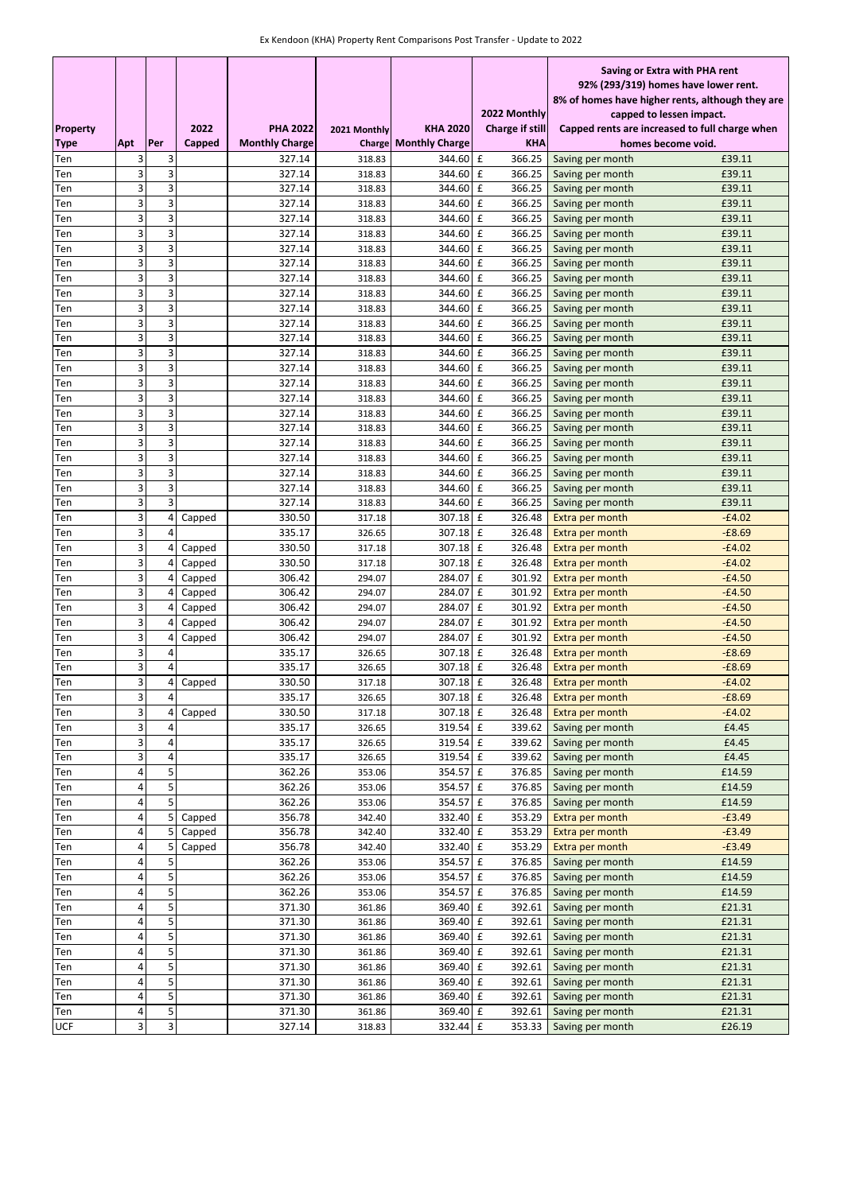Ex Kendoon (KHA) Property Rent Comparisons Post Transfer - Update to 2022

| Property Type | Apt | Per | 2022 Capped | PHA 2022 Monthly Charge | 2021 Monthly Charge | KHA 2020 Monthly Charge | 2022 Monthly Charge if still KHA | Saving or Extra with PHA rent 92% (293/319) homes have lower rent. 8% of homes have higher rents, although they are capped to lessen impact. Capped rents are increased to full charge when homes become void. | |
|---|---|---|---|---|---|---|---|---|---|
| Ten | 3 | 3 | | 327.14 | 318.83 | 344.60 | £ 366.25 | Saving per month | £39.11 |
| Ten | 3 | 3 | | 327.14 | 318.83 | 344.60 | £ 366.25 | Saving per month | £39.11 |
| Ten | 3 | 3 | | 327.14 | 318.83 | 344.60 | £ 366.25 | Saving per month | £39.11 |
| Ten | 3 | 3 | | 327.14 | 318.83 | 344.60 | £ 366.25 | Saving per month | £39.11 |
| Ten | 3 | 3 | | 327.14 | 318.83 | 344.60 | £ 366.25 | Saving per month | £39.11 |
| Ten | 3 | 3 | | 327.14 | 318.83 | 344.60 | £ 366.25 | Saving per month | £39.11 |
| Ten | 3 | 3 | | 327.14 | 318.83 | 344.60 | £ 366.25 | Saving per month | £39.11 |
| Ten | 3 | 3 | | 327.14 | 318.83 | 344.60 | £ 366.25 | Saving per month | £39.11 |
| Ten | 3 | 3 | | 327.14 | 318.83 | 344.60 | £ 366.25 | Saving per month | £39.11 |
| Ten | 3 | 3 | | 327.14 | 318.83 | 344.60 | £ 366.25 | Saving per month | £39.11 |
| Ten | 3 | 3 | | 327.14 | 318.83 | 344.60 | £ 366.25 | Saving per month | £39.11 |
| Ten | 3 | 3 | | 327.14 | 318.83 | 344.60 | £ 366.25 | Saving per month | £39.11 |
| Ten | 3 | 3 | | 327.14 | 318.83 | 344.60 | £ 366.25 | Saving per month | £39.11 |
| Ten | 3 | 3 | | 327.14 | 318.83 | 344.60 | £ 366.25 | Saving per month | £39.11 |
| Ten | 3 | 3 | | 327.14 | 318.83 | 344.60 | £ 366.25 | Saving per month | £39.11 |
| Ten | 3 | 3 | | 327.14 | 318.83 | 344.60 | £ 366.25 | Saving per month | £39.11 |
| Ten | 3 | 3 | | 327.14 | 318.83 | 344.60 | £ 366.25 | Saving per month | £39.11 |
| Ten | 3 | 3 | | 327.14 | 318.83 | 344.60 | £ 366.25 | Saving per month | £39.11 |
| Ten | 3 | 3 | | 327.14 | 318.83 | 344.60 | £ 366.25 | Saving per month | £39.11 |
| Ten | 3 | 3 | | 327.14 | 318.83 | 344.60 | £ 366.25 | Saving per month | £39.11 |
| Ten | 3 | 3 | | 327.14 | 318.83 | 344.60 | £ 366.25 | Saving per month | £39.11 |
| Ten | 3 | 3 | | 327.14 | 318.83 | 344.60 | £ 366.25 | Saving per month | £39.11 |
| Ten | 3 | 3 | | 327.14 | 318.83 | 344.60 | £ 366.25 | Saving per month | £39.11 |
| Ten | 3 | 3 | | 327.14 | 318.83 | 344.60 | £ 366.25 | Saving per month | £39.11 |
| Ten | 3 | 4 | Capped | 330.50 | 317.18 | 307.18 | £ 326.48 | Extra per month | -£4.02 |
| Ten | 3 | 4 | | 335.17 | 326.65 | 307.18 | £ 326.48 | Extra per month | -£8.69 |
| Ten | 3 | 4 | Capped | 330.50 | 317.18 | 307.18 | £ 326.48 | Extra per month | -£4.02 |
| Ten | 3 | 4 | Capped | 330.50 | 317.18 | 307.18 | £ 326.48 | Extra per month | -£4.02 |
| Ten | 3 | 4 | Capped | 306.42 | 294.07 | 284.07 | £ 301.92 | Extra per month | -£4.50 |
| Ten | 3 | 4 | Capped | 306.42 | 294.07 | 284.07 | £ 301.92 | Extra per month | -£4.50 |
| Ten | 3 | 4 | Capped | 306.42 | 294.07 | 284.07 | £ 301.92 | Extra per month | -£4.50 |
| Ten | 3 | 4 | Capped | 306.42 | 294.07 | 284.07 | £ 301.92 | Extra per month | -£4.50 |
| Ten | 3 | 4 | Capped | 306.42 | 294.07 | 284.07 | £ 301.92 | Extra per month | -£4.50 |
| Ten | 3 | 4 | | 335.17 | 326.65 | 307.18 | £ 326.48 | Extra per month | -£8.69 |
| Ten | 3 | 4 | | 335.17 | 326.65 | 307.18 | £ 326.48 | Extra per month | -£8.69 |
| Ten | 3 | 4 | Capped | 330.50 | 317.18 | 307.18 | £ 326.48 | Extra per month | -£4.02 |
| Ten | 3 | 4 | | 335.17 | 326.65 | 307.18 | £ 326.48 | Extra per month | -£8.69 |
| Ten | 3 | 4 | Capped | 330.50 | 317.18 | 307.18 | £ 326.48 | Extra per month | -£4.02 |
| Ten | 3 | 4 | | 335.17 | 326.65 | 319.54 | £ 339.62 | Saving per month | £4.45 |
| Ten | 3 | 4 | | 335.17 | 326.65 | 319.54 | £ 339.62 | Saving per month | £4.45 |
| Ten | 3 | 4 | | 335.17 | 326.65 | 319.54 | £ 339.62 | Saving per month | £4.45 |
| Ten | 4 | 5 | | 362.26 | 353.06 | 354.57 | £ 376.85 | Saving per month | £14.59 |
| Ten | 4 | 5 | | 362.26 | 353.06 | 354.57 | £ 376.85 | Saving per month | £14.59 |
| Ten | 4 | 5 | | 362.26 | 353.06 | 354.57 | £ 376.85 | Saving per month | £14.59 |
| Ten | 4 | 5 | Capped | 356.78 | 342.40 | 332.40 | £ 353.29 | Extra per month | -£3.49 |
| Ten | 4 | 5 | Capped | 356.78 | 342.40 | 332.40 | £ 353.29 | Extra per month | -£3.49 |
| Ten | 4 | 5 | Capped | 356.78 | 342.40 | 332.40 | £ 353.29 | Extra per month | -£3.49 |
| Ten | 4 | 5 | | 362.26 | 353.06 | 354.57 | £ 376.85 | Saving per month | £14.59 |
| Ten | 4 | 5 | | 362.26 | 353.06 | 354.57 | £ 376.85 | Saving per month | £14.59 |
| Ten | 4 | 5 | | 362.26 | 353.06 | 354.57 | £ 376.85 | Saving per month | £14.59 |
| Ten | 4 | 5 | | 371.30 | 361.86 | 369.40 | £ 392.61 | Saving per month | £21.31 |
| Ten | 4 | 5 | | 371.30 | 361.86 | 369.40 | £ 392.61 | Saving per month | £21.31 |
| Ten | 4 | 5 | | 371.30 | 361.86 | 369.40 | £ 392.61 | Saving per month | £21.31 |
| Ten | 4 | 5 | | 371.30 | 361.86 | 369.40 | £ 392.61 | Saving per month | £21.31 |
| Ten | 4 | 5 | | 371.30 | 361.86 | 369.40 | £ 392.61 | Saving per month | £21.31 |
| Ten | 4 | 5 | | 371.30 | 361.86 | 369.40 | £ 392.61 | Saving per month | £21.31 |
| Ten | 4 | 5 | | 371.30 | 361.86 | 369.40 | £ 392.61 | Saving per month | £21.31 |
| Ten | 4 | 5 | | 371.30 | 361.86 | 369.40 | £ 392.61 | Saving per month | £21.31 |
| UCF | 3 | 3 | | 327.14 | 318.83 | 332.44 | £ 353.33 | Saving per month | £26.19 |